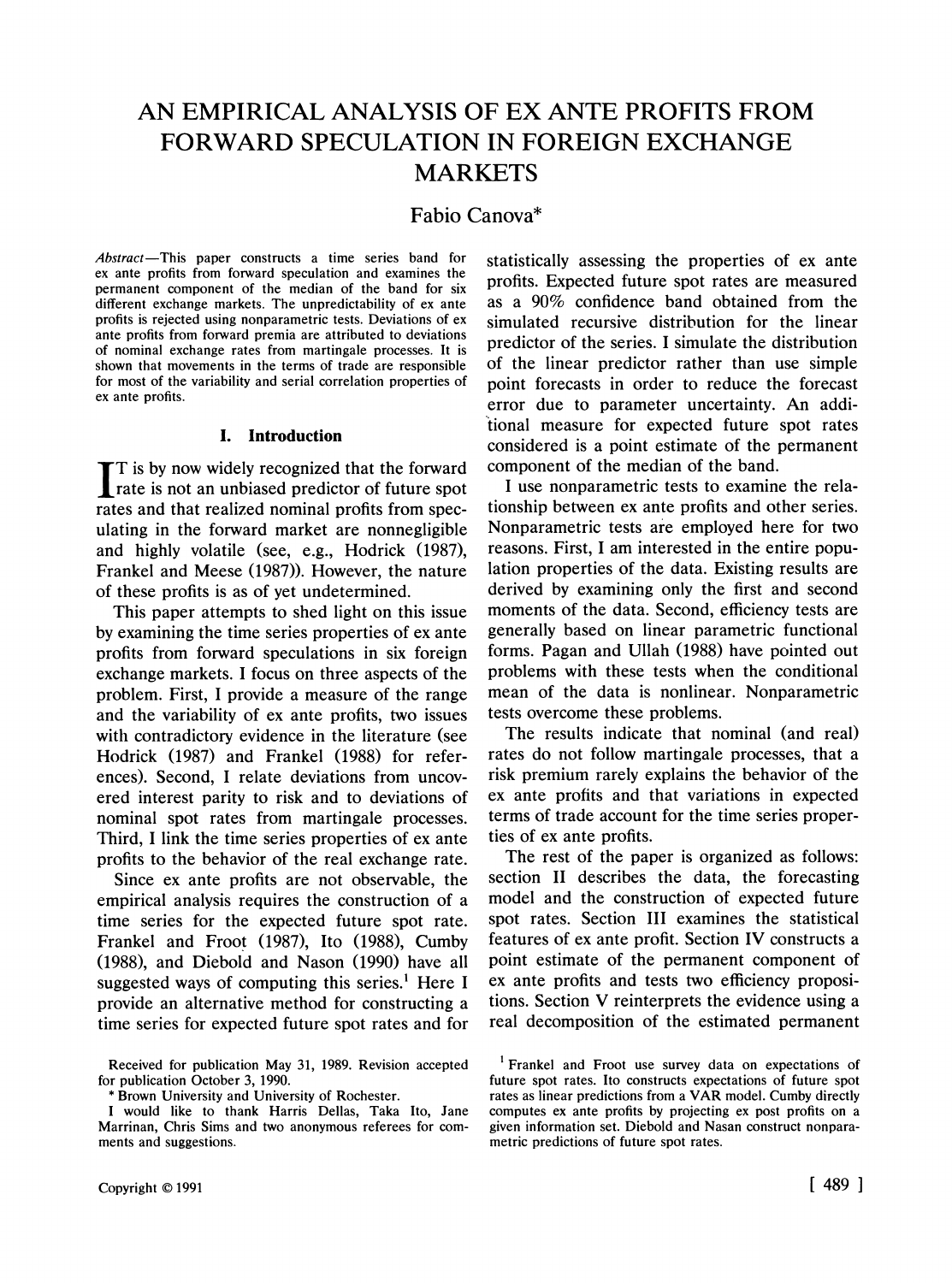# AN EMPIRICAL ANALYSIS OF EX ANTE PROFITS FROM FORWARD SPECULATION IN FOREIGN EXCHANGE MARKETS

Fabio Canova*

*Abstract*—This paper constructs a time series band for ex ante profits from forward speculation and examines the permanent component of the median of the band for six different exchange markets. The unpredictability of ex ante profits is rejected using nonparametric tests. Deviations of ex ante profits from forward premia are attributed to deviations of nominal exchange rates from martingale processes. It is shown that movements in the terms of trade are responsible for most of the variability and serial correlation properties of ex ante profits.

## I. Introduction

It is by now widely recognized that the forward rate is not an unbiased predictor of future spot rates and that realized nominal profits from speculating in the forward market are nonnegligible and highly volatile (see, e.g., Hodrick (1987), Frankel and Meese (1987)). However, the nature of these profits is as of yet undetermined.

This paper attempts to shed light on this issue by examining the time series properties of ex ante profits from forward speculations in six foreign exchange markets. I focus on three aspects of the problem. First, I provide a measure of the range and the variability of ex ante profits, two issues with contradictory evidence in the literature (see Hodrick (1987) and Frankel (1988) for references). Second, I relate deviations from uncovered interest parity to risk and to deviations of nominal spot rates from martingale processes. Third, I link the time series properties of ex ante profits to the behavior of the real exchange rate.

Since ex ante profits are not observable, the empirical analysis requires the construction of a time series for the expected future spot rate. Frankel and Froot (1987), Ito (1988), Cumby (1988), and Diebold and Nason (1990) have all suggested ways of computing this series.[1] Here I provide an alternative method for constructing a time series for expected future spot rates and for statistically assessing the properties of ex ante profits. Expected future spot rates are measured as a 90% confidence band obtained from the simulated recursive distribution for the linear predictor of the series. I simulate the distribution of the linear predictor rather than use simple point forecasts in order to reduce the forecast error due to parameter uncertainty. An additional measure for expected future spot rates considered is a point estimate of the permanent component of the median of the band.

I use nonparametric tests to examine the relationship between ex ante profits and other series. Nonparametric tests are employed here for two reasons. First, I am interested in the entire population properties of the data. Existing results are derived by examining only the first and second moments of the data. Second, efficiency tests are generally based on linear parametric functional forms. Pagan and Ullah (1988) have pointed out problems with these tests when the conditional mean of the data is nonlinear. Nonparametric tests overcome these problems.

The results indicate that nominal (and real) rates do not follow martingale processes, that a risk premium rarely explains the behavior of the ex ante profits and that variations in expected terms of trade account for the time series properties of ex ante profits.

The rest of the paper is organized as follows: section II describes the data, the forecasting model and the construction of expected future spot rates. Section III examines the statistical features of ex ante profit. Section IV constructs a point estimate of the permanent component of ex ante profits and tests two efficiency propositions. Section V reinterprets the evidence using a real decomposition of the estimated permanent

Received for publication May 31, 1989. Revision accepted for publication October 3, 1990.

\* Brown University and University of Rochester.

I would like to thank Harris Dellas, Taka Ito, Jane Marrinan, Chris Sims and two anonymous referees for comments and suggestions.

[1] Frankel and Froot use survey data on expectations of future spot rates. Ito constructs expectations of future spot rates as linear predictions from a VAR model. Cumby directly computes ex ante profits by projecting ex post profits on a given information set. Diebold and Nasan construct nonparametric predictions of future spot rates.

Copyright © 1991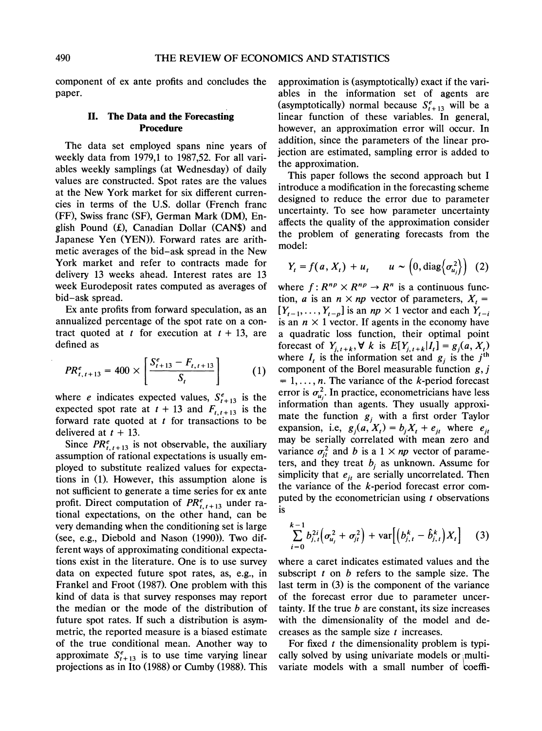component of ex ante profits and concludes the paper.

## II. The Data and the Forecasting Procedure

The data set employed spans nine years of weekly data from 1979,1 to 1987,52. For all variables weekly samplings (at Wednesday) of daily values are constructed. Spot rates are the values at the New York market for six different currencies in terms of the U.S. dollar (French franc (FF), Swiss franc (SF), German Mark (DM), English Pound (£), Canadian Dollar (CAN$) and Japanese Yen (YEN)). Forward rates are arithmetic averages of the bid–ask spread in the New York market and refer to contracts made for delivery 13 weeks ahead. Interest rates are 13 week Eurodeposit rates computed as averages of bid–ask spread.

Ex ante profits from forward speculation, as an annualized percentage of the spot rate on a contract quoted at $t$ for execution at $t+13$, are defined as

$$PR^e_{t,t+13} = 400 \times \left[ \frac{S^e_{t+13} - F_{t,t+13}}{S_t} \right] \quad (1)$$

where $e$ indicates expected values, $S^e_{t+13}$ is the expected spot rate at $t+13$ and $F_{t,t+13}$ is the forward rate quoted at $t$ for transactions to be delivered at $t+13$.

Since $PR^e_{t,t+13}$ is not observable, the auxiliary assumption of rational expectations is usually employed to substitute realized values for expectations in (1). However, this assumption alone is not sufficient to generate a time series for ex ante profit. Direct computation of $PR^e_{t,t+13}$ under rational expectations, on the other hand, can be very demanding when the conditioning set is large (see, e.g., Diebold and Nason (1990)). Two different ways of approximating conditional expectations exist in the literature. One is to use survey data on expected future spot rates, as, e.g., in Frankel and Froot (1987). One problem with this kind of data is that survey responses may report the median or the mode of the distribution of future spot rates. If such a distribution is asymmetric, the reported measure is a biased estimate of the true conditional mean. Another way to approximate $S^e_{t+13}$ is to use time varying linear projections as in Ito (1988) or Cumby (1988). This approximation is (asymptotically) exact if the variables in the information set of agents are (asymptotically) normal because $S^e_{t+13}$ will be a linear function of these variables. In general, however, an approximation error will occur. In addition, since the parameters of the linear projection are estimated, sampling error is added to the approximation.

This paper follows the second approach but I introduce a modification in the forecasting scheme designed to reduce the error due to parameter uncertainty. To see how parameter uncertainty affects the quality of the approximation consider the problem of generating forecasts from the model:

$$Y_t = f(a, X_t) + u_t \qquad u \sim \left(0, \text{diag}\{\sigma^2_{u_j}\}\right) \quad (2)$$

where $f: R^{np} \times R^{np} \rightarrow R^n$ is a continuous function, $a$ is an $n \times np$ vector of parameters, $X_t = [Y_{t-1}, \ldots, Y_{t-p}]$ is an $np \times 1$ vector and each $Y_{t-i}$ is an $n \times 1$ vector. If agents in the economy have a quadratic loss function, their optimal point forecast of $Y_{j,t+k}, \forall\, k$ is $E[Y_{j,t+k} | I_t] = g_j(a, X_t)$ where $I_t$ is the information set and $g_j$ is the $j^{\text{th}}$ component of the Borel measurable function $g$, $j = 1, \ldots, n$. The variance of the $k$-period forecast error is $\sigma^2_{u_j}$. In practice, econometricians have less information than agents. They usually approximate the function $g_j$ with a first order Taylor expansion, i.e, $g_j(a, X_t) = b_j X_t + e_{jt}$ where $e_{jt}$ may be serially correlated with mean zero and variance $\sigma^2_{jt}$ and $b$ is a $1 \times np$ vector of parameters, and they treat $b_j$ as unknown. Assume for simplicity that $e_{jt}$ are serially uncorrelated. Then the variance of the $k$-period forecast error computed by the econometrician using $t$ observations is

$$\sum_{i=0}^{k-1} b^{2i}_{j,t}\left(\sigma^2_{u_j} + \sigma^2_{jt}\right) + \text{var}\left[\left(b^k_{j,t} - \hat{b}^k_{j,t}\right) X_t\right] \quad (3)$$

where a caret indicates estimated values and the subscript $t$ on $b$ refers to the sample size. The last term in (3) is the component of the variance of the forecast error due to parameter uncertainty. If the true $b$ are constant, its size increases with the dimensionality of the model and decreases as the sample size $t$ increases.

For fixed $t$ the dimensionality problem is typically solved by using univariate models or multivariate models with a small number of coeffi-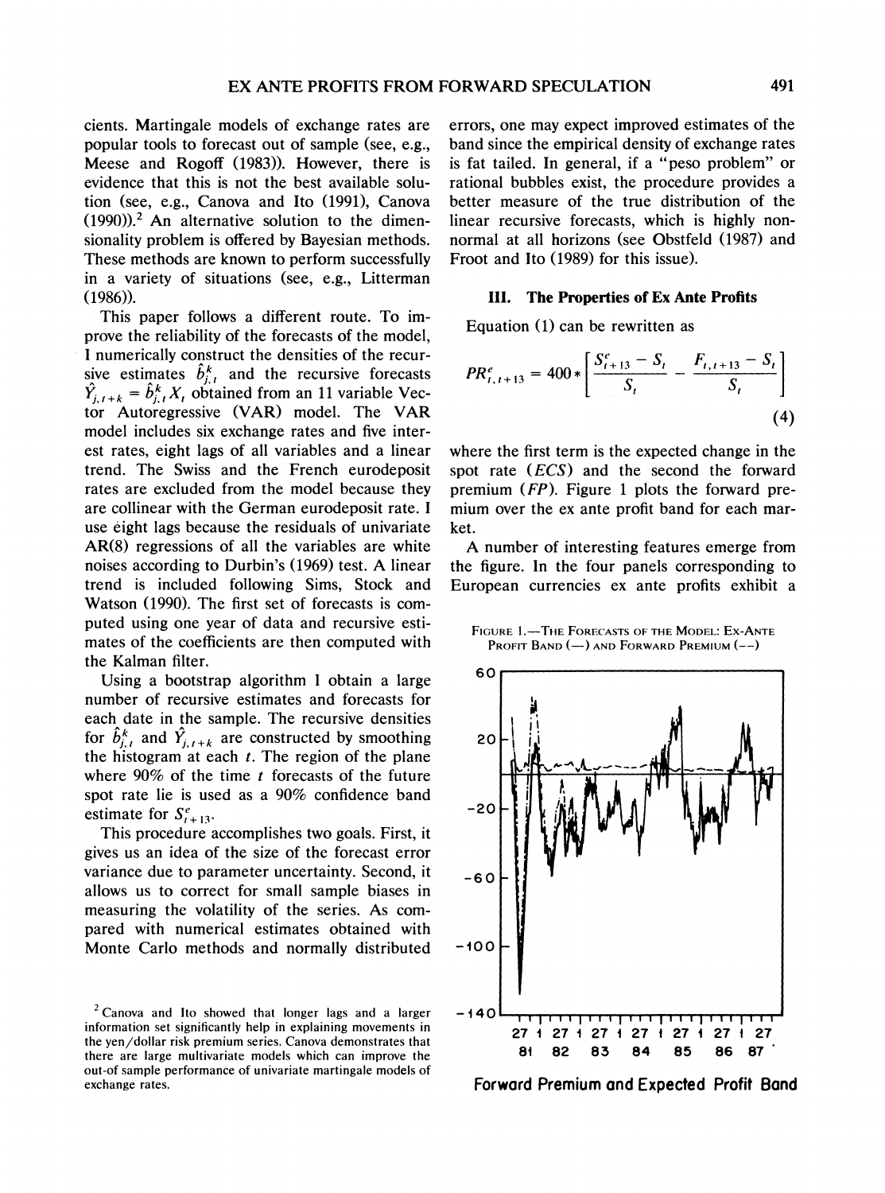cients. Martingale models of exchange rates are popular tools to forecast out of sample (see, e.g., Meese and Rogoff (1983)). However, there is evidence that this is not the best available solution (see, e.g., Canova and Ito (1991), Canova (1990)).[2] An alternative solution to the dimensionality problem is offered by Bayesian methods. These methods are known to perform successfully in a variety of situations (see, e.g., Litterman (1986)).

This paper follows a different route. To improve the reliability of the forecasts of the model, I numerically construct the densities of the recursive estimates $\hat{b}_{j,t}^{k}$ and the recursive forecasts $\hat{Y}_{j,t+k} = \hat{b}_{j,t}^{k} X_t$ obtained from an 11 variable Vector Autoregressive (VAR) model. The VAR model includes six exchange rates and five interest rates, eight lags of all variables and a linear trend. The Swiss and the French eurodeposit rates are excluded from the model because they are collinear with the German eurodeposit rate. I use eight lags because the residuals of univariate AR(8) regressions of all the variables are white noises according to Durbin's (1969) test. A linear trend is included following Sims, Stock and Watson (1990). The first set of forecasts is computed using one year of data and recursive estimates of the coefficients are then computed with the Kalman filter.

Using a bootstrap algorithm I obtain a large number of recursive estimates and forecasts for each date in the sample. The recursive densities for $\hat{b}_{j,t}^{k}$ and $\hat{Y}_{j,t+k}$ are constructed by smoothing the histogram at each $t$. The region of the plane where 90% of the time $t$ forecasts of the future spot rate lie is used as a 90% confidence band estimate for $S_{t+13}^{e}$.

This procedure accomplishes two goals. First, it gives us an idea of the size of the forecast error variance due to parameter uncertainty. Second, it allows us to correct for small sample biases in measuring the volatility of the series. As compared with numerical estimates obtained with Monte Carlo methods and normally distributed errors, one may expect improved estimates of the band since the empirical density of exchange rates is fat tailed. In general, if a "peso problem" or rational bubbles exist, the procedure provides a better measure of the true distribution of the linear recursive forecasts, which is highly nonnormal at all horizons (see Obstfeld (1987) and Froot and Ito (1989) for this issue).

### III. The Properties of Ex Ante Profits

Equation (1) can be rewritten as

$$PR_{t,t+13}^{e} = 400 * \left[ \frac{S_{t+13}^{e} - S_t}{S_t} - \frac{F_{t,t+13} - S_t}{S_t} \right] \tag{4}$$

where the first term is the expected change in the spot rate ($ECS$) and the second the forward premium ($FP$). Figure 1 plots the forward premium over the ex ante profit band for each market.

A number of interesting features emerge from the figure. In the four panels corresponding to European currencies ex ante profits exhibit a

FIGURE 1.—THE FORECASTS OF THE MODEL: EX-ANTE PROFIT BAND (—) AND FORWARD PREMIUM (--)

Forward Premium and Expected Profit Band

[2] Canova and Ito showed that longer lags and a larger information set significantly help in explaining movements in the yen/dollar risk premium series. Canova demonstrates that there are large multivariate models which can improve the out-of-sample performance of univariate martingale models of exchange rates.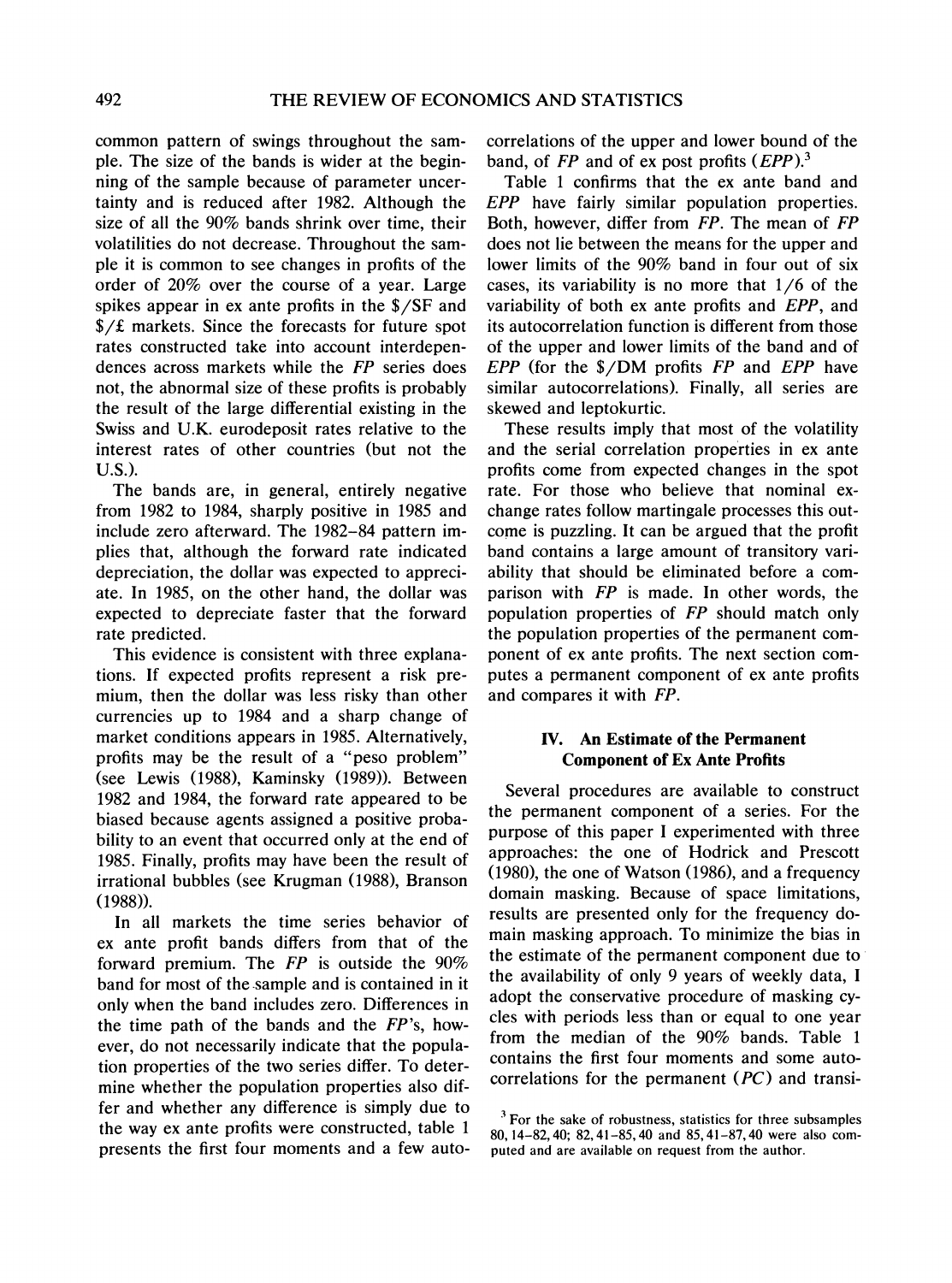common pattern of swings throughout the sample. The size of the bands is wider at the beginning of the sample because of parameter uncertainty and is reduced after 1982. Although the size of all the 90% bands shrink over time, their volatilities do not decrease. Throughout the sample it is common to see changes in profits of the order of 20% over the course of a year. Large spikes appear in ex ante profits in the \$/SF and \$/£ markets. Since the forecasts for future spot rates constructed take into account interdependences across markets while the *FP* series does not, the abnormal size of these profits is probably the result of the large differential existing in the Swiss and U.K. eurodeposit rates relative to the interest rates of other countries (but not the U.S.).

The bands are, in general, entirely negative from 1982 to 1984, sharply positive in 1985 and include zero afterward. The 1982–84 pattern implies that, although the forward rate indicated depreciation, the dollar was expected to appreciate. In 1985, on the other hand, the dollar was expected to depreciate faster that the forward rate predicted.

This evidence is consistent with three explanations. If expected profits represent a risk premium, then the dollar was less risky than other currencies up to 1984 and a sharp change of market conditions appears in 1985. Alternatively, profits may be the result of a "peso problem" (see Lewis (1988), Kaminsky (1989)). Between 1982 and 1984, the forward rate appeared to be biased because agents assigned a positive probability to an event that occurred only at the end of 1985. Finally, profits may have been the result of irrational bubbles (see Krugman (1988), Branson (1988)).

In all markets the time series behavior of ex ante profit bands differs from that of the forward premium. The *FP* is outside the 90% band for most of the sample and is contained in it only when the band includes zero. Differences in the time path of the bands and the *FP*'s, however, do not necessarily indicate that the population properties of the two series differ. To determine whether the population properties also differ and whether any difference is simply due to the way ex ante profits were constructed, table 1 presents the first four moments and a few autocorrelations of the upper and lower bound of the band, of *FP* and of ex post profits (*EPP*).[3]

Table 1 confirms that the ex ante band and *EPP* have fairly similar population properties. Both, however, differ from *FP*. The mean of *FP* does not lie between the means for the upper and lower limits of the 90% band in four out of six cases, its variability is no more that 1/6 of the variability of both ex ante profits and *EPP*, and its autocorrelation function is different from those of the upper and lower limits of the band and of *EPP* (for the \$/DM profits *FP* and *EPP* have similar autocorrelations). Finally, all series are skewed and leptokurtic.

These results imply that most of the volatility and the serial correlation properties in ex ante profits come from expected changes in the spot rate. For those who believe that nominal exchange rates follow martingale processes this outcome is puzzling. It can be argued that the profit band contains a large amount of transitory variability that should be eliminated before a comparison with *FP* is made. In other words, the population properties of *FP* should match only the population properties of the permanent component of ex ante profits. The next section computes a permanent component of ex ante profits and compares it with *FP*.

## IV. An Estimate of the Permanent Component of Ex Ante Profits

Several procedures are available to construct the permanent component of a series. For the purpose of this paper I experimented with three approaches: the one of Hodrick and Prescott (1980), the one of Watson (1986), and a frequency domain masking. Because of space limitations, results are presented only for the frequency domain masking approach. To minimize the bias in the estimate of the permanent component due to the availability of only 9 years of weekly data, I adopt the conservative procedure of masking cycles with periods less than or equal to one year from the median of the 90% bands. Table 1 contains the first four moments and some autocorrelations for the permanent (*PC*) and transi-

[3] For the sake of robustness, statistics for three subsamples 80, 14–82, 40; 82, 41–85, 40 and 85, 41–87, 40 were also computed and are available on request from the author.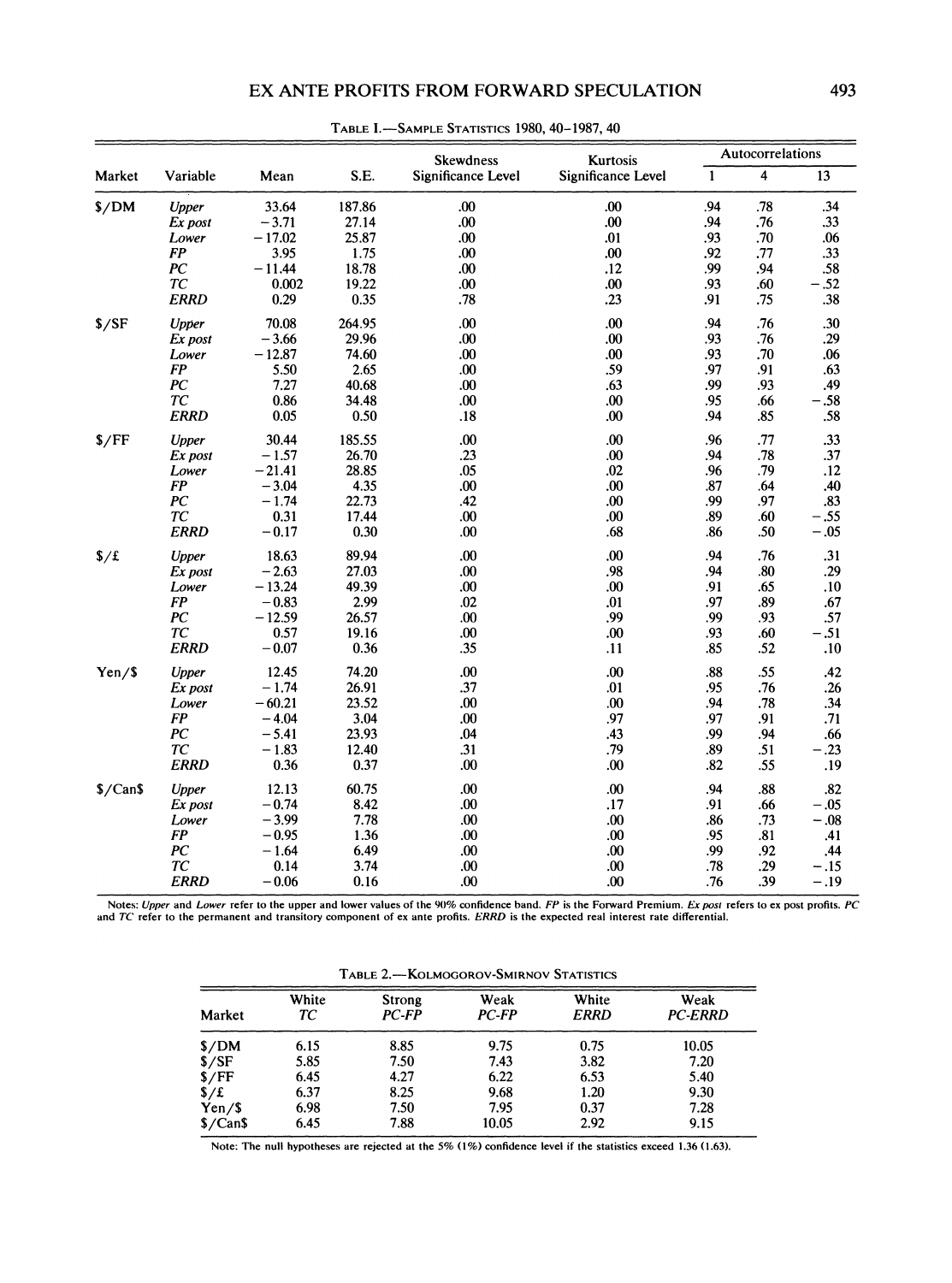TABLE 1.—SAMPLE STATISTICS 1980, 40–1987, 40

| Market | Variable | Mean | S.E. | Skewdness Significance Level | Kurtosis Significance Level | Autocorrelations | | |
|---|---|---|---|---|---|---|---|---|
| | | | | | | 1 | 4 | 13 |
| $/DM | *Upper* | 33.64 | 187.86 | .00 | .00 | .94 | .78 | .34 |
| | *Ex post* | −3.71 | 27.14 | .00 | .00 | .94 | .76 | .33 |
| | *Lower* | −17.02 | 25.87 | .00 | .01 | .93 | .70 | .06 |
| | *FP* | 3.95 | 1.75 | .00 | .00 | .92 | .77 | .33 |
| | *PC* | −11.44 | 18.78 | .00 | .12 | .99 | .94 | .58 |
| | *TC* | 0.002 | 19.22 | .00 | .00 | .93 | .60 | −.52 |
| | *ERRD* | 0.29 | 0.35 | .78 | .23 | .91 | .75 | .38 |
| $/SF | *Upper* | 70.08 | 264.95 | .00 | .00 | .94 | .76 | .30 |
| | *Ex post* | −3.66 | 29.96 | .00 | .00 | .93 | .76 | .29 |
| | *Lower* | −12.87 | 74.60 | .00 | .00 | .93 | .70 | .06 |
| | *FP* | 5.50 | 2.65 | .00 | .59 | .97 | .91 | .63 |
| | *PC* | 7.27 | 40.68 | .00 | .63 | .99 | .93 | .49 |
| | *TC* | 0.86 | 34.48 | .00 | .00 | .95 | .66 | −.58 |
| | *ERRD* | 0.05 | 0.50 | .18 | .00 | .94 | .85 | .58 |
| $/FF | *Upper* | 30.44 | 185.55 | .00 | .00 | .96 | .77 | .33 |
| | *Ex post* | −1.57 | 26.70 | .23 | .00 | .94 | .78 | .37 |
| | *Lower* | −21.41 | 28.85 | .05 | .02 | .96 | .79 | .12 |
| | *FP* | −3.04 | 4.35 | .00 | .00 | .87 | .64 | .40 |
| | *PC* | −1.74 | 22.73 | .42 | .00 | .99 | .97 | .83 |
| | *TC* | 0.31 | 17.44 | .00 | .00 | .89 | .60 | −.55 |
| | *ERRD* | −0.17 | 0.30 | .00 | .68 | .86 | .50 | −.05 |
| $/£ | *Upper* | 18.63 | 89.94 | .00 | .00 | .94 | .76 | .31 |
| | *Ex post* | −2.63 | 27.03 | .00 | .98 | .94 | .80 | .29 |
| | *Lower* | −13.24 | 49.39 | .00 | .00 | .91 | .65 | .10 |
| | *FP* | −0.83 | 2.99 | .02 | .01 | .97 | .89 | .67 |
| | *PC* | −12.59 | 26.57 | .00 | .99 | .99 | .93 | .57 |
| | *TC* | 0.57 | 19.16 | .00 | .00 | .93 | .60 | −.51 |
| | *ERRD* | −0.07 | 0.36 | .35 | .11 | .85 | .52 | .10 |
| Yen/$ | *Upper* | 12.45 | 74.20 | .00 | .00 | .88 | .55 | .42 |
| | *Ex post* | −1.74 | 26.91 | .37 | .01 | .95 | .76 | .26 |
| | *Lower* | −60.21 | 23.52 | .00 | .00 | .94 | .78 | .34 |
| | *FP* | −4.04 | 3.04 | .00 | .97 | .97 | .91 | .71 |
| | *PC* | −5.41 | 23.93 | .04 | .43 | .99 | .94 | .66 |
| | *TC* | −1.83 | 12.40 | .31 | .79 | .89 | .51 | −.23 |
| | *ERRD* | 0.36 | 0.37 | .00 | .00 | .82 | .55 | .19 |
| $/Can$ | *Upper* | 12.13 | 60.75 | .00 | .00 | .94 | .88 | .82 |
| | *Ex post* | −0.74 | 8.42 | .00 | .17 | .91 | .66 | −.05 |
| | *Lower* | −3.99 | 7.78 | .00 | .00 | .86 | .73 | −.08 |
| | *FP* | −0.95 | 1.36 | .00 | .00 | .95 | .81 | .41 |
| | *PC* | −1.64 | 6.49 | .00 | .00 | .99 | .92 | .44 |
| | *TC* | 0.14 | 3.74 | .00 | .00 | .78 | .29 | −.15 |
| | *ERRD* | −0.06 | 0.16 | .00 | .00 | .76 | .39 | −.19 |

Notes: *Upper* and *Lower* refer to the upper and lower values of the 90% confidence band. *FP* is the Forward Premium. *Ex post* refers to ex post profits. *PC* and *TC* refer to the permanent and transitory component of ex ante profits. *ERRD* is the expected real interest rate differential.

TABLE 2.—KOLMOGOROV-SMIRNOV STATISTICS

| Market | White *TC* | Strong *PC-FP* | Weak *PC-FP* | White *ERRD* | Weak *PC-ERRD* |
|---|---|---|---|---|---|
| $/DM | 6.15 | 8.85 | 9.75 | 0.75 | 10.05 |
| $/SF | 5.85 | 7.50 | 7.43 | 3.82 | 7.20 |
| $/FF | 6.45 | 4.27 | 6.22 | 6.53 | 5.40 |
| $/£ | 6.37 | 8.25 | 9.68 | 1.20 | 9.30 |
| Yen/$ | 6.98 | 7.50 | 7.95 | 0.37 | 7.28 |
| $/Can$ | 6.45 | 7.88 | 10.05 | 2.92 | 9.15 |

Note: The null hypotheses are rejected at the 5% (1%) confidence level if the statistics exceed 1.36 (1.63).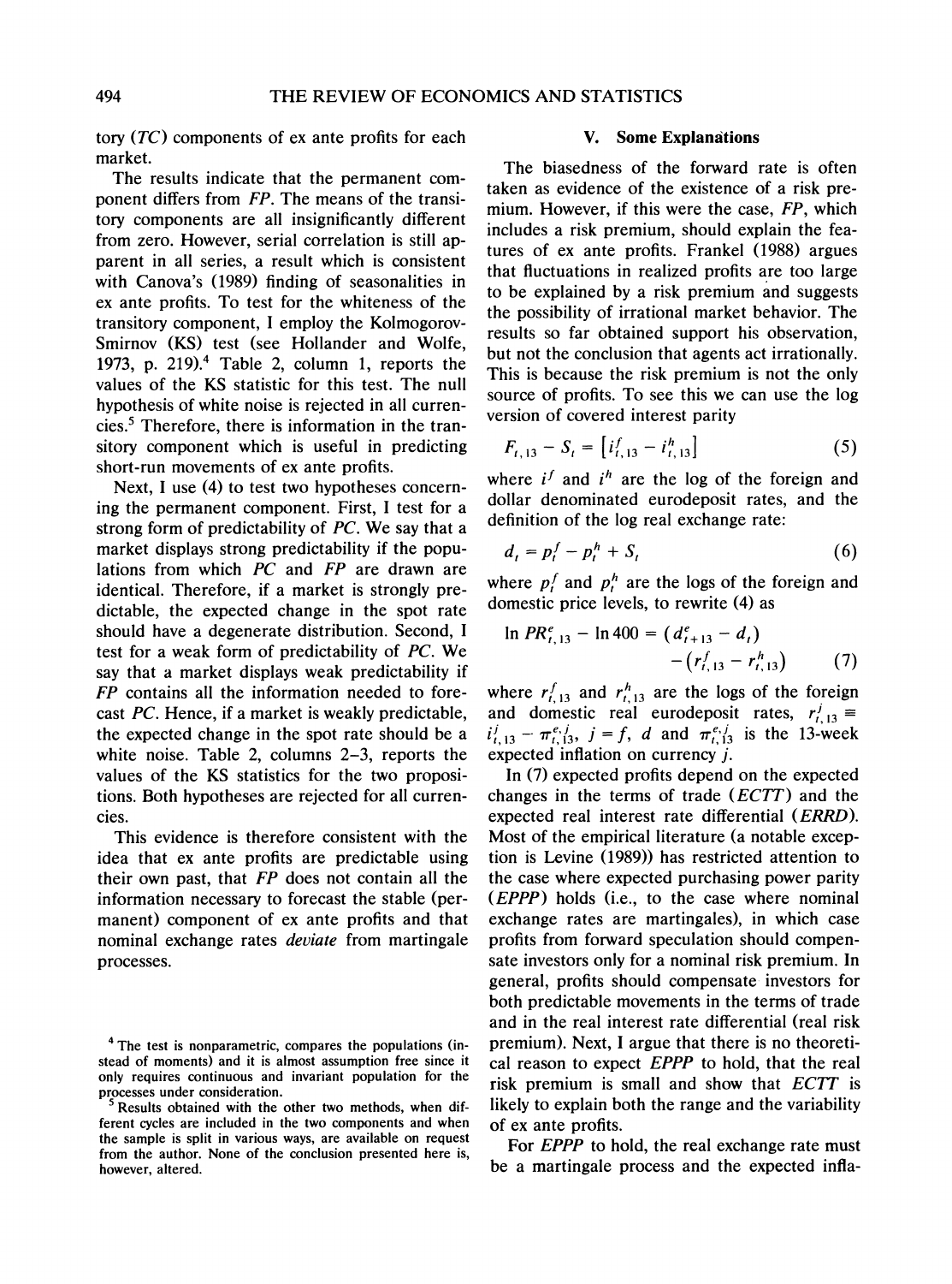tory (*TC*) components of ex ante profits for each market.

The results indicate that the permanent component differs from *FP*. The means of the transitory components are all insignificantly different from zero. However, serial correlation is still apparent in all series, a result which is consistent with Canova's (1989) finding of seasonalities in ex ante profits. To test for the whiteness of the transitory component, I employ the Kolmogorov-Smirnov (KS) test (see Hollander and Wolfe, 1973, p. 219).[4] Table 2, column 1, reports the values of the KS statistic for this test. The null hypothesis of white noise is rejected in all currencies.[5] Therefore, there is information in the transitory component which is useful in predicting short-run movements of ex ante profits.

Next, I use (4) to test two hypotheses concerning the permanent component. First, I test for a strong form of predictability of *PC*. We say that a market displays strong predictability if the populations from which *PC* and *FP* are drawn are identical. Therefore, if a market is strongly predictable, the expected change in the spot rate should have a degenerate distribution. Second, I test for a weak form of predictability of *PC*. We say that a market displays weak predictability if *FP* contains all the information needed to forecast *PC*. Hence, if a market is weakly predictable, the expected change in the spot rate should be a white noise. Table 2, columns 2–3, reports the values of the KS statistics for the two propositions. Both hypotheses are rejected for all currencies.

This evidence is therefore consistent with the idea that ex ante profits are predictable using their own past, that *FP* does not contain all the information necessary to forecast the stable (permanent) component of ex ante profits and that nominal exchange rates *deviate* from martingale processes.

## V. Some Explanations

The biasedness of the forward rate is often taken as evidence of the existence of a risk premium. However, if this were the case, *FP*, which includes a risk premium, should explain the features of ex ante profits. Frankel (1988) argues that fluctuations in realized profits are too large to be explained by a risk premium and suggests the possibility of irrational market behavior. The results so far obtained support his observation, but not the conclusion that agents act irrationally. This is because the risk premium is not the only source of profits. To see this we can use the log version of covered interest parity

$$F_{t,13} - S_t = \left[i^f_{t,13} - i^h_{t,13}\right] \tag{5}$$

where $i^f$ and $i^h$ are the log of the foreign and dollar denominated eurodeposit rates, and the definition of the log real exchange rate:

$$d_t = p^f_t - p^h_t + S_t \tag{6}$$

where $p^f_t$ and $p^h_t$ are the logs of the foreign and domestic price levels, to rewrite (4) as

$$\ln PR^e_{t,13} - \ln 400 = \left(d^e_{t+13} - d_t\right) - \left(r^f_{t,13} - r^h_{t,13}\right) \tag{7}$$

where $r^f_{t,13}$ and $r^h_{t,13}$ are the logs of the foreign and domestic real eurodeposit rates, $r^j_{t,13} \equiv i^j_{t,13} - \pi^{e,j}_{t,13}$, $j = f,\ d$ and $\pi^{e,j}_{t,13}$ is the 13-week expected inflation on currency $j$.

In (7) expected profits depend on the expected changes in the terms of trade (*ECTT*) and the expected real interest rate differential (*ERRD*). Most of the empirical literature (a notable exception is Levine (1989)) has restricted attention to the case where expected purchasing power parity (*EPPP*) holds (i.e., to the case where nominal exchange rates are martingales), in which case profits from forward speculation should compensate investors only for a nominal risk premium. In general, profits should compensate investors for both predictable movements in the terms of trade and in the real interest rate differential (real risk premium). Next, I argue that there is no theoretical reason to expect *EPPP* to hold, that the real risk premium is small and show that *ECTT* is likely to explain both the range and the variability of ex ante profits.

For *EPPP* to hold, the real exchange rate must be a martingale process and the expected infla-

---

[4] The test is nonparametric, compares the populations (instead of moments) and it is almost assumption free since it only requires continuous and invariant population for the processes under consideration.

[5] Results obtained with the other two methods, when different cycles are included in the two components and when the sample is split in various ways, are available on request from the author. None of the conclusion presented here is, however, altered.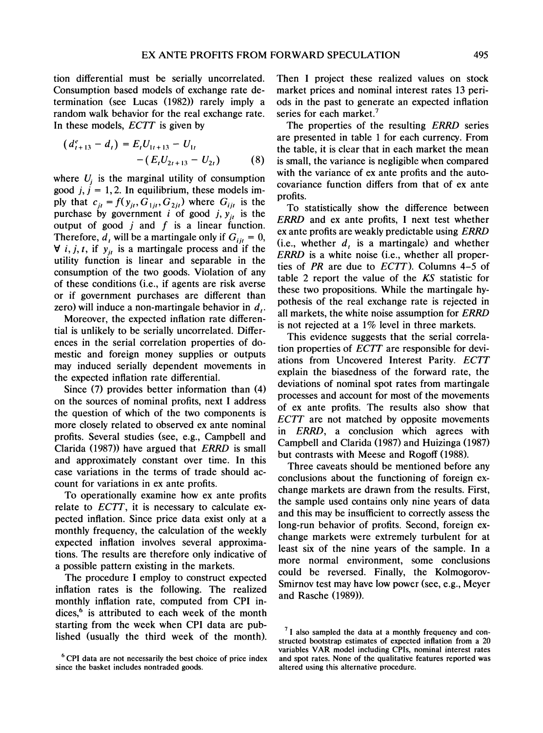tion differential must be serially uncorrelated. Consumption based models of exchange rate determination (see Lucas (1982)) rarely imply a random walk behavior for the real exchange rate. In these models, *ECTT* is given by

$$(d^e_{t+13} - d_t) = E_t U_{1t+13} - U_{1t} - (E_t U_{2t+13} - U_{2t}) \tag{8}$$

where $U_j$ is the marginal utility of consumption good $j$, $j = 1, 2$. In equilibrium, these models imply that $c_{jt} = f(y_{jt}, G_{1jt}, G_{2jt})$ where $G_{ijt}$ is the purchase by government $i$ of good $j$, $y_{jt}$ is the output of good $j$ and $f$ is a linear function. Therefore, $d_t$ will be a martingale only if $G_{ijt} = 0$, $\forall\ i, j, t$, if $y_{jt}$ is a martingale process and if the utility function is linear and separable in the consumption of the two goods. Violation of any of these conditions (i.e., if agents are risk averse or if government purchases are different than zero) will induce a non-martingale behavior in $d_t$.

Moreover, the expected inflation rate differential is unlikely to be serially uncorrelated. Differences in the serial correlation properties of domestic and foreign money supplies or outputs may induced serially dependent movements in the expected inflation rate differential.

Since (7) provides better information than (4) on the sources of nominal profits, next I address the question of which of the two components is more closely related to observed ex ante nominal profits. Several studies (see, e.g., Campbell and Clarida (1987)) have argued that *ERRD* is small and approximately constant over time. In this case variations in the terms of trade should account for variations in ex ante profits.

To operationally examine how ex ante profits relate to *ECTT*, it is necessary to calculate expected inflation. Since price data exist only at a monthly frequency, the calculation of the weekly expected inflation involves several approximations. The results are therefore only indicative of a possible pattern existing in the markets.

The procedure I employ to construct expected inflation rates is the following. The realized monthly inflation rate, computed from CPI indices,[6] is attributed to each week of the month starting from the week when CPI data are published (usually the third week of the month). Then I project these realized values on stock market prices and nominal interest rates 13 periods in the past to generate an expected inflation series for each market.[7]

The properties of the resulting *ERRD* series are presented in table 1 for each currency. From the table, it is clear that in each market the mean is small, the variance is negligible when compared with the variance of ex ante profits and the autocovariance function differs from that of ex ante profits.

To statistically show the difference between *ERRD* and ex ante profits, I next test whether ex ante profits are weakly predictable using *ERRD* (i.e., whether $d_t$ is a martingale) and whether *ERRD* is a white noise (i.e., whether all properties of *PR* are due to *ECTT*). Columns 4–5 of table 2 report the value of the *KS* statistic for these two propositions. While the martingale hypothesis of the real exchange rate is rejected in all markets, the white noise assumption for *ERRD* is not rejected at a 1% level in three markets.

This evidence suggests that the serial correlation properties of *ECTT* are responsible for deviations from Uncovered Interest Parity. *ECTT* explain the biasedness of the forward rate, the deviations of nominal spot rates from martingale processes and account for most of the movements of ex ante profits. The results also show that *ECTT* are not matched by opposite movements in *ERRD*, a conclusion which agrees with Campbell and Clarida (1987) and Huizinga (1987) but contrasts with Meese and Rogoff (1988).

Three caveats should be mentioned before any conclusions about the functioning of foreign exchange markets are drawn from the results. First, the sample used contains only nine years of data and this may be insufficient to correctly assess the long-run behavior of profits. Second, foreign exchange markets were extremely turbulent for at least six of the nine years of the sample. In a more normal environment, some conclusions could be reversed. Finally, the Kolmogorov-Smirnov test may have low power (see, e.g., Meyer and Rasche (1989)).

---

[6] CPI data are not necessarily the best choice of price index since the basket includes nontraded goods.

[7] I also sampled the data at a monthly frequency and constructed bootstrap estimates of expected inflation from a 20 variables VAR model including CPIs, nominal interest rates and spot rates. None of the qualitative features reported was altered using this alternative procedure.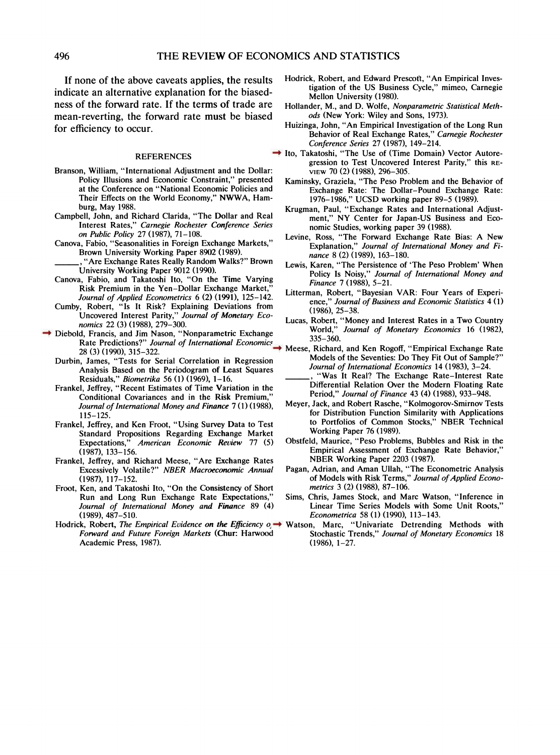If none of the above caveats applies, the results indicate an alternative explanation for the biasedness of the forward rate. If the terms of trade are mean-reverting, the forward rate must be biased for efficiency to occur.

## REFERENCES

Branson, William, "International Adjustment and the Dollar: Policy Illusions and Economic Constraint," presented at the Conference on "National Economic Policies and Their Effects on the World Economy," NWWA, Hamburg, May 1988.

Campbell, John, and Richard Clarida, "The Dollar and Real Interest Rates," *Carnegie Rochester Conference Series on Public Policy* 27 (1987), 71–108.

Canova, Fabio, "Seasonalities in Foreign Exchange Markets," Brown University Working Paper 8902 (1989).

______, "Are Exchange Rates Really Random Walks?" Brown University Working Paper 9012 (1990).

Canova, Fabio, and Takatoshi Ito, "On the Time Varying Risk Premium in the Yen–Dollar Exchange Market," *Journal of Applied Econometrics* 6 (2) (1991), 125–142.

Cumby, Robert, "Is It Risk? Explaining Deviations from Uncovered Interest Parity," *Journal of Monetary Economics* 22 (3) (1988), 279–300.

Diebold, Francis, and Jim Nason, "Nonparametric Exchange Rate Predictions?" *Journal of International Economics* 28 (3) (1990), 315–322.

Durbin, James, "Tests for Serial Correlation in Regression Analysis Based on the Periodogram of Least Squares Residuals," *Biometrika* 56 (1) (1969), 1–16.

Frankel, Jeffrey, "Recent Estimates of Time Variation in the Conditional Covariances and in the Risk Premium," *Journal of International Money and Finance* 7 (1) (1988), 115–125.

Frankel, Jeffrey, and Ken Froot, "Using Survey Data to Test Standard Propositions Regarding Exchange Market Expectations," *American Economic Review* 77 (5) (1987), 133–156.

Frankel, Jeffrey, and Richard Meese, "Are Exchange Rates Excessively Volatile?" *NBER Macroeconomic Annual* (1987), 117–152.

Froot, Ken, and Takatoshi Ito, "On the Consistency of Short Run and Long Run Exchange Rate Expectations," *Journal of International Money and Finance* 89 (4) (1989), 487–510.

Hodrick, Robert, *The Empirical Evidence on the Efficiency of Forward and Future Foreign Markets* (Chur: Harwood Academic Press, 1987).

Hodrick, Robert, and Edward Prescott, "An Empirical Investigation of the US Business Cycle," mimeo, Carnegie Mellon University (1980).

Hollander, M., and D. Wolfe, *Nonparametric Statistical Methods* (New York: Wiley and Sons, 1973).

Huizinga, John, "An Empirical Investigation of the Long Run Behavior of Real Exchange Rates," *Carnegie Rochester Conference Series* 27 (1987), 149–214.

Ito, Takatoshi, "The Use of (Time Domain) Vector Autoregression to Test Uncovered Interest Parity," this REVIEW 70 (2) (1988), 296–305.

Kaminsky, Graziela, "The Peso Problem and the Behavior of Exchange Rate: The Dollar–Pound Exchange Rate: 1976–1986," UCSD working paper 89-5 (1989).

Krugman, Paul, "Exchange Rates and International Adjustment," NY Center for Japan-US Business and Economic Studies, working paper 39 (1988).

Levine, Ross, "The Forward Exchange Rate Bias: A New Explanation," *Journal of International Money and Finance* 8 (2) (1989), 163–180.

Lewis, Karen, "The Persistence of 'The Peso Problem' When Policy Is Noisy," *Journal of International Money and Finance* 7 (1988), 5–21.

Litterman, Robert, "Bayesian VAR: Four Years of Experience," *Journal of Business and Economic Statistics* 4 (1) (1986), 25–38.

Lucas, Robert, "Money and Interest Rates in a Two Country World," *Journal of Monetary Economics* 16 (1982), 335–360.

Meese, Richard, and Ken Rogoff, "Empirical Exchange Rate Models of the Seventies: Do They Fit Out of Sample?" *Journal of International Economics* 14 (1983), 3–24.

______, "Was It Real? The Exchange Rate–Interest Rate Differential Relation Over the Modern Floating Rate Period," *Journal of Finance* 43 (4) (1988), 933–948.

Meyer, Jack, and Robert Rasche, "Kolmogorov-Smirnov Tests for Distribution Function Similarity with Applications to Portfolios of Common Stocks," NBER Technical Working Paper 76 (1989).

Obstfeld, Maurice, "Peso Problems, Bubbles and Risk in the Empirical Assessment of Exchange Rate Behavior," NBER Working Paper 2203 (1987).

Pagan, Adrian, and Aman Ullah, "The Econometric Analysis of Models with Risk Terms," *Journal of Applied Econometrics* 3 (2) (1988), 87–106.

Sims, Chris, James Stock, and Marc Watson, "Inference in Linear Time Series Models with Some Unit Roots," *Econometrica* 58 (1) (1990), 113–143.

Watson, Marc, "Univariate Detrending Methods with Stochastic Trends," *Journal of Monetary Economics* 18 (1986), 1–27.